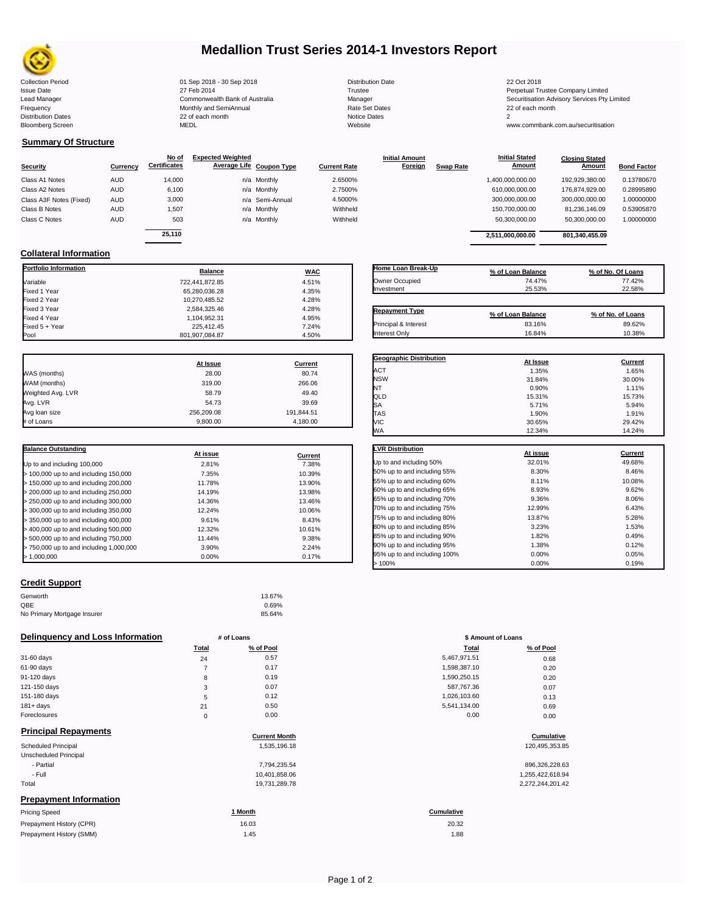# Medallion Trust Series 2014-1 Investors Report

| | | | |
|---|---|---|---|
| Collection Period | 01 Sep 2018 - 30 Sep 2018 | Distribution Date | 22 Oct 2018 |
| Issue Date | 27 Feb 2014 | Trustee | Perpetual Trustee Company Limited |
| Lead Manager | Commonwealth Bank of Australia | Manager | Securitisation Advisory Services Pty Limited |
| Frequency | Monthly and SemiAnnual | Rate Set Dates | 22 of each month |
| Distribution Dates | 22 of each month | Notice Dates | 2 |
| Bloomberg Screen | MEDL | Website | www.commbank.com.au/securitisation |

## Summary Of Structure

| Security | Currency | No of Certificates | Expected Weighted Average Life | Coupon Type | Current Rate | Initial Amount Foreign | Swap Rate | Initial Stated Amount | Closing Stated Amount | Bond Factor |
|---|---|---|---|---|---|---|---|---|---|---|
| Class A1 Notes | AUD | 14,000 | n/a | Monthly | 2.6500% | | | 1,400,000,000.00 | 192,929,380.00 | 0.13780670 |
| Class A2 Notes | AUD | 6,100 | n/a | Monthly | 2.7500% | | | 610,000,000.00 | 176,874,929.00 | 0.28995890 |
| Class A3F Notes (Fixed) | AUD | 3,000 | n/a | Semi-Annual | 4.5000% | | | 300,000,000.00 | 300,000,000.00 | 1.00000000 |
| Class B Notes | AUD | 1,507 | n/a | Monthly | Withheld | | | 150,700,000.00 | 81,236,146.09 | 0.53905870 |
| Class C Notes | AUD | 503 | n/a | Monthly | Withheld | | | 50,300,000.00 | 50,300,000.00 | 1.00000000 |
| | | 25,110 | | | | | | 2,511,000,000.00 | 801,340,455.09 | |

## Collateral Information

| Portfolio Information | Balance | WAC |
|---|---|---|
| Variable | 722,441,872.85 | 4.51% |
| Fixed 1 Year | 65,280,036.28 | 4.35% |
| Fixed 2 Year | 10,270,485.52 | 4.28% |
| Fixed 3 Year | 2,584,325.46 | 4.28% |
| Fixed 4 Year | 1,104,952.31 | 4.95% |
| Fixed 5 + Year | 225,412.45 | 7.24% |
| Pool | 801,907,084.87 | 4.50% |

| Home Loan Break-Up | % of Loan Balance | % of No. Of Loans |
|---|---|---|
| Owner Occupied | 74.47% | 77.42% |
| Investment | 25.53% | 22.58% |

| Repayment Type | % of Loan Balance | % of No. of Loans |
|---|---|---|
| Principal & Interest | 83.16% | 89.62% |
| Interest Only | 16.84% | 10.38% |

| | At Issue | Current |
|---|---|---|
| WAS (months) | 28.00 | 80.74 |
| WAM (months) | 319.00 | 266.06 |
| Weighted Avg. LVR | 58.79 | 49.40 |
| Avg. LVR | 54.73 | 39.69 |
| Avg loan size | 256,209.08 | 191,844.51 |
| # of Loans | 9,800.00 | 4,180.00 |

| Geographic Distribution | At Issue | Current |
|---|---|---|
| ACT | 1.35% | 1.65% |
| NSW | 31.84% | 30.00% |
| NT | 0.90% | 1.11% |
| QLD | 15.31% | 15.73% |
| SA | 5.71% | 5.94% |
| TAS | 1.90% | 1.91% |
| VIC | 30.65% | 29.42% |
| WA | 12.34% | 14.24% |

| Balance Outstanding | At issue | Current |
|---|---|---|
| Up to and including 100,000 | 2.81% | 7.38% |
| > 100,000 up to and including 150,000 | 7.35% | 10.39% |
| > 150,000 up to and including 200,000 | 11.78% | 13.90% |
| > 200,000 up to and including 250,000 | 14.19% | 13.98% |
| > 250,000 up to and including 300,000 | 14.36% | 13.46% |
| > 300,000 up to and including 350,000 | 12.24% | 10.06% |
| > 350,000 up to and including 400,000 | 9.61% | 8.43% |
| > 400,000 up to and including 500,000 | 12.32% | 10.61% |
| > 500,000 up to and including 750,000 | 11.44% | 9.38% |
| > 750,000 up to and including 1,000,000 | 3.90% | 2.24% |
| > 1,000,000 | 0.00% | 0.17% |

| LVR Distribution | At issue | Current |
|---|---|---|
| Up to and including 50% | 32.01% | 49.68% |
| 50% up to and including 55% | 8.30% | 8.46% |
| 55% up to and including 60% | 8.11% | 10.08% |
| 60% up to and including 65% | 8.93% | 9.62% |
| 65% up to and including 70% | 9.36% | 8.06% |
| 70% up to and including 75% | 12.99% | 6.43% |
| 75% up to and including 80% | 13.87% | 5.28% |
| 80% up to and including 85% | 3.23% | 1.53% |
| 85% up to and including 90% | 1.82% | 0.49% |
| 90% up to and including 95% | 1.38% | 0.12% |
| 95% up to and including 100% | 0.00% | 0.05% |
| > 100% | 0.00% | 0.19% |

## Credit Support

| | |
|---|---|
| Genworth | 13.67% |
| QBE | 0.69% |
| No Primary Mortgage Insurer | 85.64% |

## Delinquency and Loss Information

| | # of Loans Total | # of Loans % of Pool | $ Amount of Loans Total | $ Amount of Loans % of Pool |
|---|---|---|---|---|
| 31-60 days | 24 | 0.57 | 5,467,971.51 | 0.68 |
| 61-90 days | 7 | 0.17 | 1,598,387.10 | 0.20 |
| 91-120 days | 8 | 0.19 | 1,590,250.15 | 0.20 |
| 121-150 days | 3 | 0.07 | 587,767.36 | 0.07 |
| 151-180 days | 5 | 0.12 | 1,026,103.60 | 0.13 |
| 181+ days | 21 | 0.50 | 5,541,134.00 | 0.69 |
| Foreclosures | 0 | 0.00 | 0.00 | 0.00 |

## Principal Repayments

| | Current Month | Cumulative |
|---|---|---|
| Scheduled Principal | 1,535,196.18 | 120,495,353.85 |
| Unscheduled Principal | | |
| - Partial | 7,794,235.54 | 896,326,228.63 |
| - Full | 10,401,858.06 | 1,255,422,618.94 |
| Total | 19,731,289.78 | 2,272,244,201.42 |

## Prepayment Information

| Pricing Speed | 1 Month | Cumulative |
|---|---|---|
| Prepayment History (CPR) | 16.03 | 20.32 |
| Prepayment History (SMM) | 1.45 | 1.88 |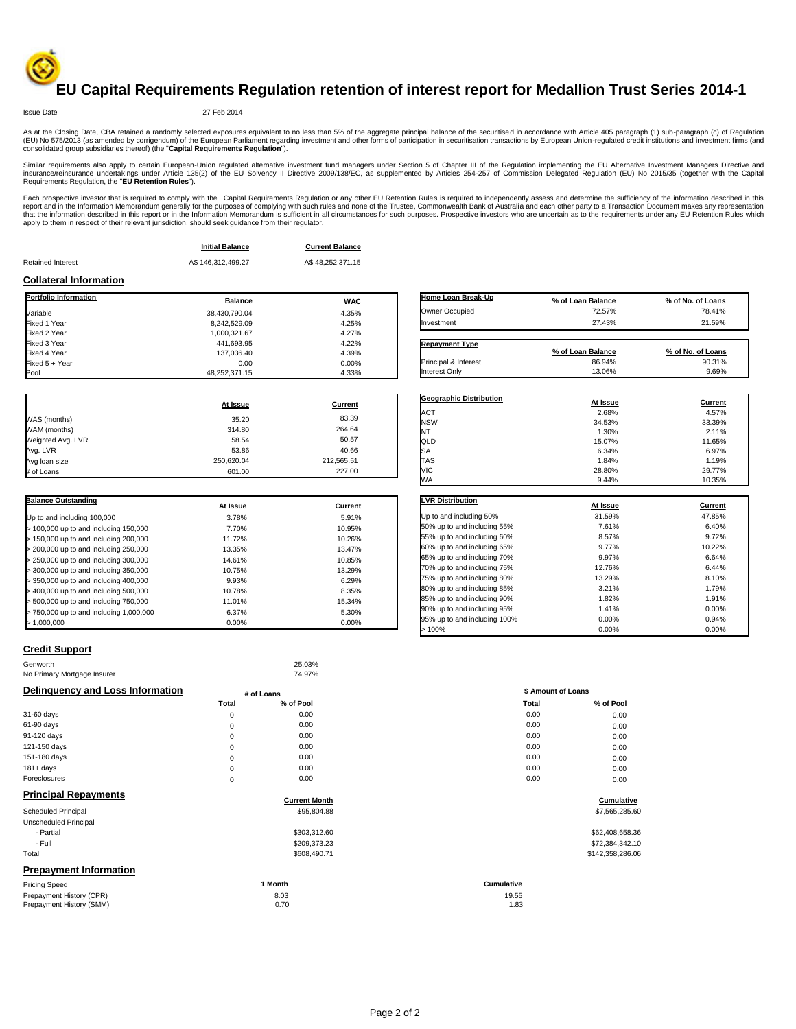# EU Capital Requirements Regulation retention of interest report for Medallion Trust Series 2014-1

Issue Date 27 Feb 2014

As at the Closing Date, CBA retained a randomly selected exposures equivalent to no less than 5% of the aggregate principal balance of the securitised in accordance with Article 405 paragraph (1) sub-paragraph (c) of Regulation (EU) No 575/2013 (as amended by corrigendum) of the European Parliament regarding investment and other forms of participation in securitisation transactions by European Union-regulated credit institutions and investment firms (and consolidated group subsidiaries thereof) (the "**Capital Requirements Regulation**").

Similar requirements also apply to certain European-Union regulated alternative investment fund managers under Section 5 of Chapter III of the Regulation implementing the EU Alternative Investment Managers Directive and insurance/reinsurance undertakings under Article 135(2) of the EU Solvency II Directive 2009/138/EC, as supplemented by Articles 254-257 of Commission Delegated Regulation (EU) No 2015/35 (together with the Capital Requirements Regulation, the "**EU Retention Rules**").

Each prospective investor that is required to comply with the Capital Requirements Regulation or any other EU Retention Rules is required to independently assess and determine the sufficiency of the information described in this report and in the Information Memorandum generally for the purposes of complying with such rules and none of the Trustee, Commonwealth Bank of Australia and each other party to a Transaction Document makes any representation that the information described in this report or in the Information Memorandum is sufficient in all circumstances for such purposes. Prospective investors who are uncertain as to the requirements under any EU Retention Rules which apply to them in respect of their relevant jurisdiction, should seek guidance from their regulator.

| | Initial Balance | Current Balance |
|---|---|---|
| Retained Interest | A$ 146,312,499.27 | A$ 48,252,371.15 |

## Collateral Information

| Portfolio Information | Balance | WAC |
|---|---|---|
| Variable | 38,430,790.04 | 4.35% |
| Fixed 1 Year | 8,242,529.09 | 4.25% |
| Fixed 2 Year | 1,000,321.67 | 4.27% |
| Fixed 3 Year | 441,693.95 | 4.22% |
| Fixed 4 Year | 137,036.40 | 4.39% |
| Fixed 5 + Year | 0.00 | 0.00% |
| Pool | 48,252,371.15 | 4.33% |

| Home Loan Break-Up | % of Loan Balance | % of No. of Loans |
|---|---|---|
| Owner Occupied | 72.57% | 78.41% |
| Investment | 27.43% | 21.59% |

| Repayment Type | % of Loan Balance | % of No. of Loans |
|---|---|---|
| Principal & Interest | 86.94% | 90.31% |
| Interest Only | 13.06% | 9.69% |

| | At Issue | Current |
|---|---|---|
| WAS (months) | 35.20 | 83.39 |
| WAM (months) | 314.80 | 264.64 |
| Weighted Avg. LVR | 58.54 | 50.57 |
| Avg. LVR | 53.86 | 40.66 |
| Avg loan size | 250,620.04 | 212,565.51 |
| # of Loans | 601.00 | 227.00 |

| Geographic Distribution | At Issue | Current |
|---|---|---|
| ACT | 2.68% | 4.57% |
| NSW | 34.53% | 33.39% |
| NT | 1.30% | 2.11% |
| QLD | 15.07% | 11.65% |
| SA | 6.34% | 6.97% |
| TAS | 1.84% | 1.19% |
| VIC | 28.80% | 29.77% |
| WA | 9.44% | 10.35% |

| Balance Outstanding | At Issue | Current |
|---|---|---|
| Up to and including 100,000 | 3.78% | 5.91% |
| > 100,000 up to and including 150,000 | 7.70% | 10.95% |
| > 150,000 up to and including 200,000 | 11.72% | 10.26% |
| > 200,000 up to and including 250,000 | 13.35% | 13.47% |
| > 250,000 up to and including 300,000 | 14.61% | 10.85% |
| > 300,000 up to and including 350,000 | 10.75% | 13.29% |
| > 350,000 up to and including 400,000 | 9.93% | 6.29% |
| > 400,000 up to and including 500,000 | 10.78% | 8.35% |
| > 500,000 up to and including 750,000 | 11.01% | 15.34% |
| > 750,000 up to and including 1,000,000 | 6.37% | 5.30% |
| > 1,000,000 | 0.00% | 0.00% |

| LVR Distribution | At Issue | Current |
|---|---|---|
| Up to and including 50% | 31.59% | 47.85% |
| 50% up to and including 55% | 7.61% | 6.40% |
| 55% up to and including 60% | 8.57% | 9.72% |
| 60% up to and including 65% | 9.77% | 10.22% |
| 65% up to and including 70% | 9.97% | 6.64% |
| 70% up to and including 75% | 12.76% | 6.44% |
| 75% up to and including 80% | 13.29% | 8.10% |
| 80% up to and including 85% | 3.21% | 1.79% |
| 85% up to and including 90% | 1.82% | 1.91% |
| 90% up to and including 95% | 1.41% | 0.00% |
| 95% up to and including 100% | 0.00% | 0.94% |
| > 100% | 0.00% | 0.00% |

## Credit Support

| | |
|---|---|
| Genworth | 25.03% |
| No Primary Mortgage Insurer | 74.97% |

## Delinquency and Loss Information

| | # of Loans | | \$ Amount of Loans | |
|---|---|---|---|---|
| | Total | % of Pool | Total | % of Pool |
| 31-60 days | 0 | 0.00 | 0.00 | 0.00 |
| 61-90 days | 0 | 0.00 | 0.00 | 0.00 |
| 91-120 days | 0 | 0.00 | 0.00 | 0.00 |
| 121-150 days | 0 | 0.00 | 0.00 | 0.00 |
| 151-180 days | 0 | 0.00 | 0.00 | 0.00 |
| 181+ days | 0 | 0.00 | 0.00 | 0.00 |
| Foreclosures | 0 | 0.00 | 0.00 | 0.00 |

## Principal Repayments

| | Current Month | Cumulative |
|---|---|---|
| Scheduled Principal | $95,804.88 | $7,565,285.60 |
| Unscheduled Principal | | |
| - Partial | $303,312.60 | $62,408,658.36 |
| - Full | $209,373.23 | $72,384,342.10 |
| Total | $608,490.71 | $142,358,286.06 |

## Prepayment Information

| Pricing Speed | 1 Month | Cumulative |
|---|---|---|
| Prepayment History (CPR) | 8.03 | 19.55 |
| Prepayment History (SMM) | 0.70 | 1.83 |